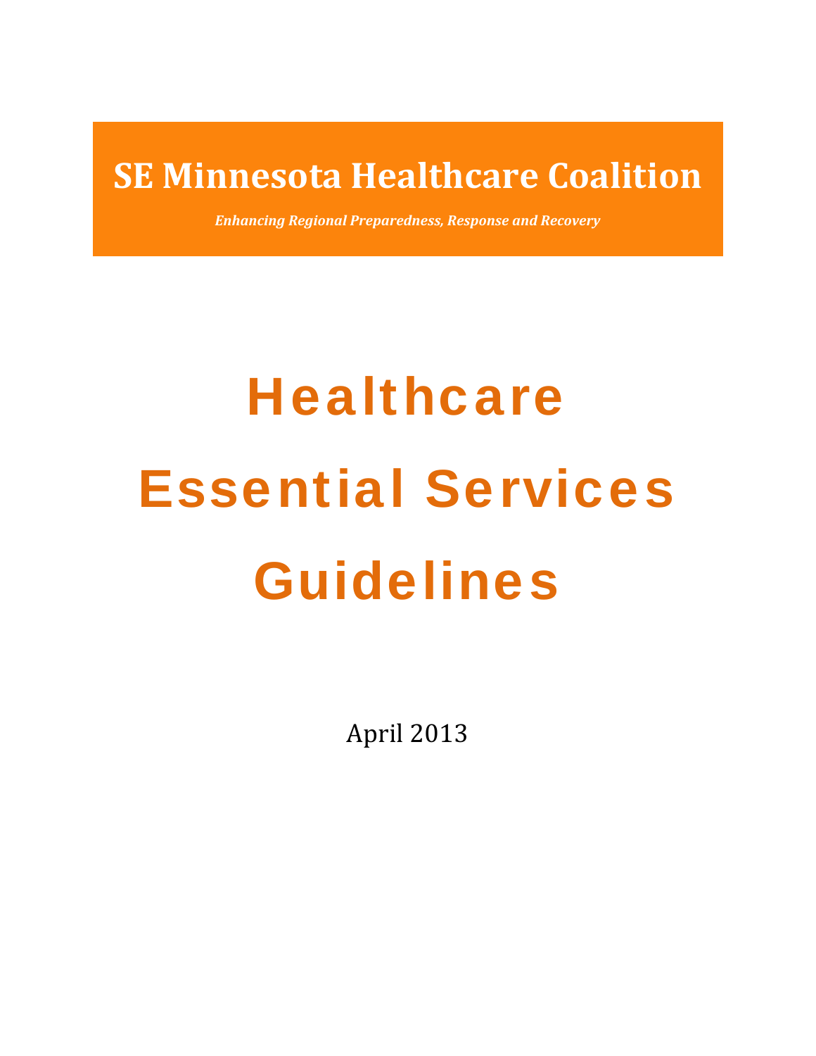# SE Minnesota Healthcare Coalition

***Enhancing Regional Preparedness, Response and Recovery***

# Healthcare Essential Services Guidelines

April 2013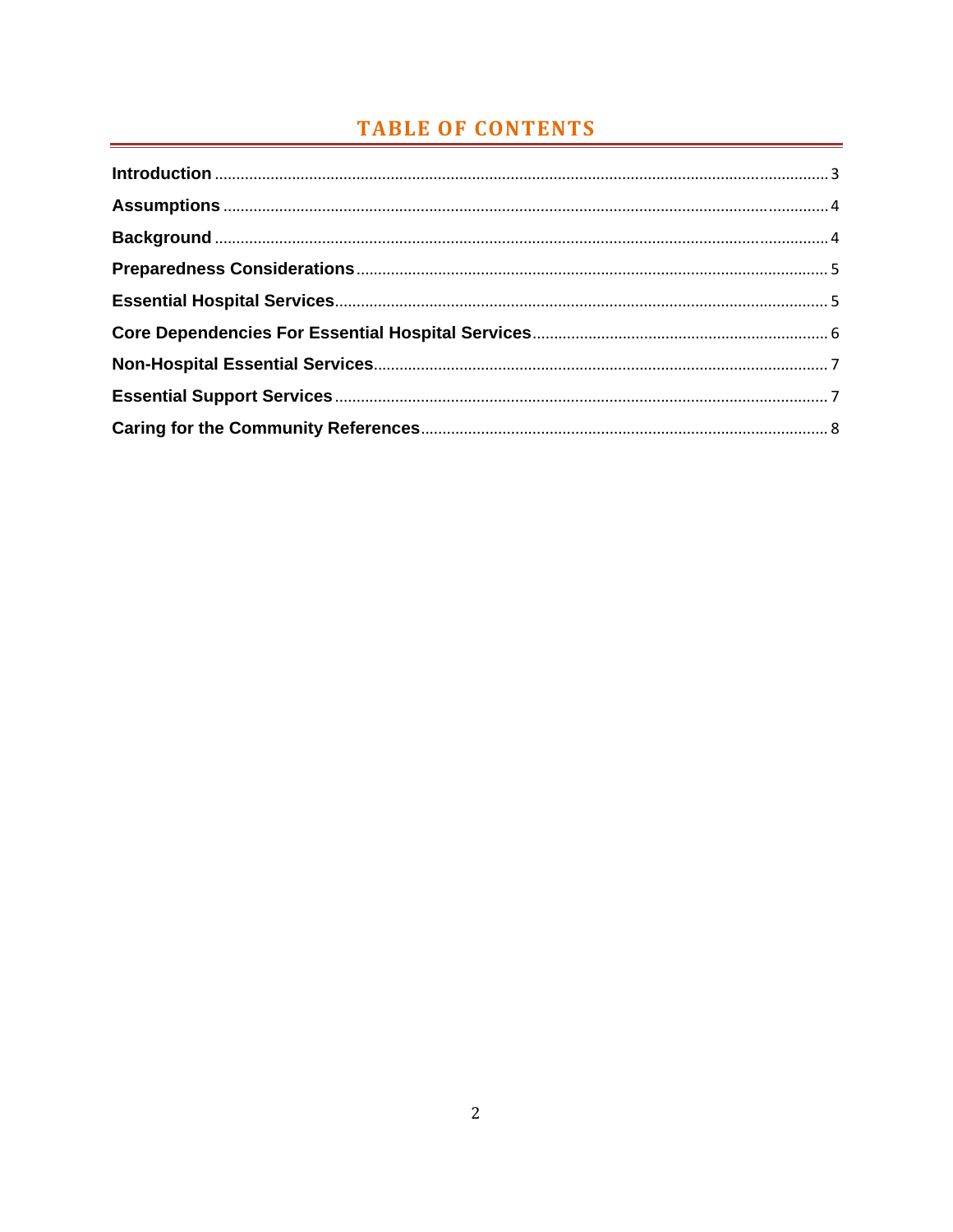# TABLE OF CONTENTS

| | |
|---|---|
| **Introduction** | 3 |
| **Assumptions** | 4 |
| **Background** | 4 |
| **Preparedness Considerations** | 5 |
| **Essential Hospital Services** | 5 |
| **Core Dependencies For Essential Hospital Services** | 6 |
| **Non-Hospital Essential Services** | 7 |
| **Essential Support Services** | 7 |
| **Caring for the Community References** | 8 |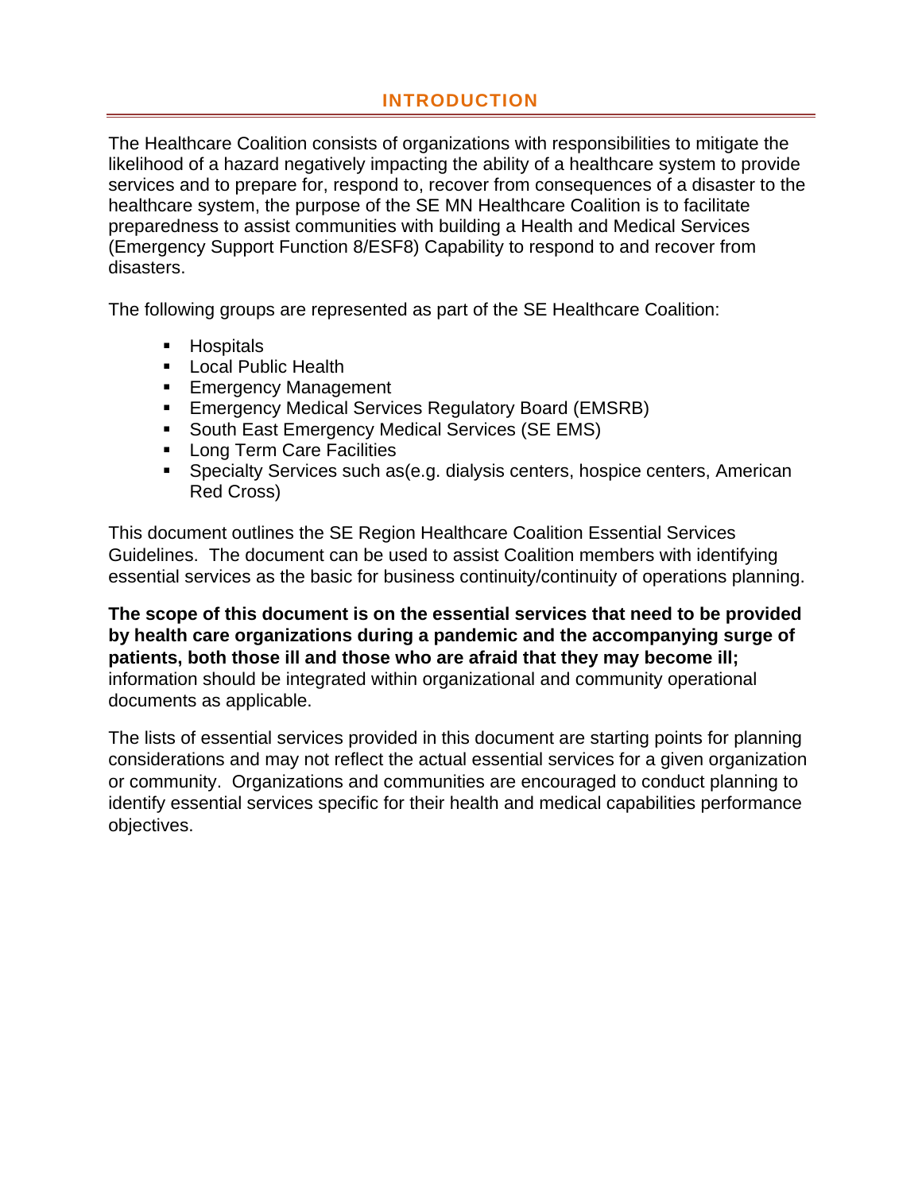## INTRODUCTION

The Healthcare Coalition consists of organizations with responsibilities to mitigate the likelihood of a hazard negatively impacting the ability of a healthcare system to provide services and to prepare for, respond to, recover from consequences of a disaster to the healthcare system, the purpose of the SE MN Healthcare Coalition is to facilitate preparedness to assist communities with building a Health and Medical Services (Emergency Support Function 8/ESF8) Capability to respond to and recover from disasters.

The following groups are represented as part of the SE Healthcare Coalition:

- Hospitals
- Local Public Health
- Emergency Management
- Emergency Medical Services Regulatory Board (EMSRB)
- South East Emergency Medical Services (SE EMS)
- Long Term Care Facilities
- Specialty Services such as(e.g. dialysis centers, hospice centers, American Red Cross)

This document outlines the SE Region Healthcare Coalition Essential Services Guidelines. The document can be used to assist Coalition members with identifying essential services as the basic for business continuity/continuity of operations planning.

**The scope of this document is on the essential services that need to be provided by health care organizations during a pandemic and the accompanying surge of patients, both those ill and those who are afraid that they may become ill;** information should be integrated within organizational and community operational documents as applicable.

The lists of essential services provided in this document are starting points for planning considerations and may not reflect the actual essential services for a given organization or community. Organizations and communities are encouraged to conduct planning to identify essential services specific for their health and medical capabilities performance objectives.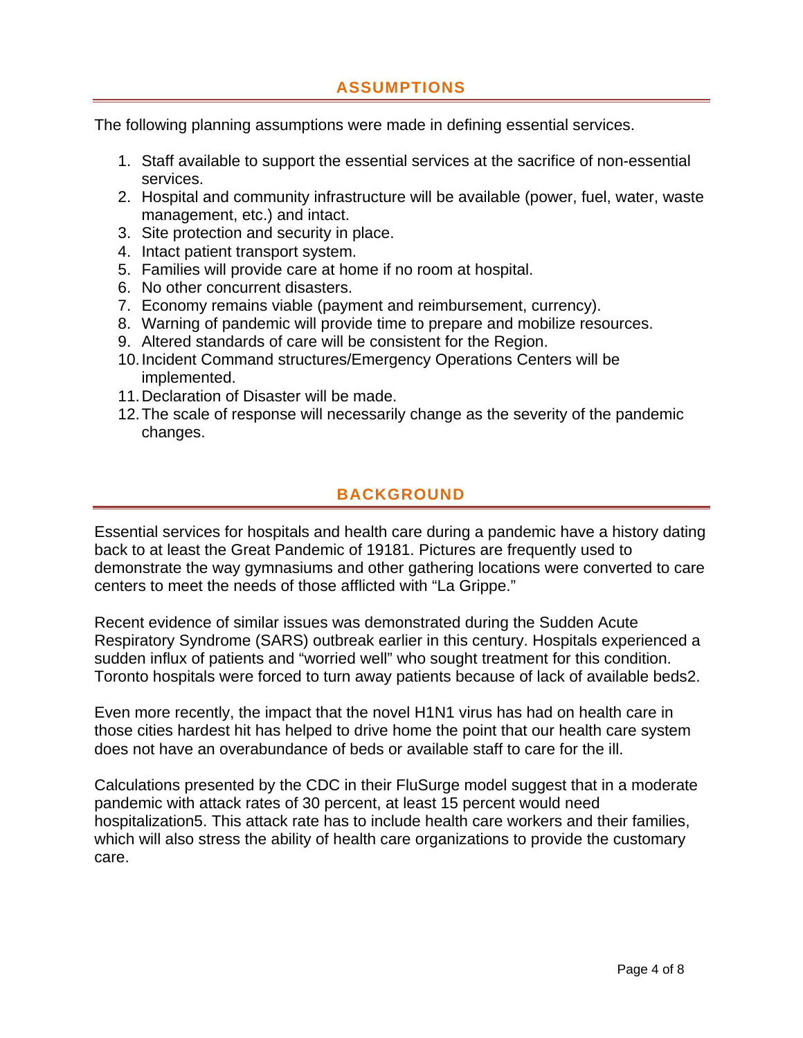## ASSUMPTIONS

The following planning assumptions were made in defining essential services.

1. Staff available to support the essential services at the sacrifice of non-essential services.
2. Hospital and community infrastructure will be available (power, fuel, water, waste management, etc.) and intact.
3. Site protection and security in place.
4. Intact patient transport system.
5. Families will provide care at home if no room at hospital.
6. No other concurrent disasters.
7. Economy remains viable (payment and reimbursement, currency).
8. Warning of pandemic will provide time to prepare and mobilize resources.
9. Altered standards of care will be consistent for the Region.
10. Incident Command structures/Emergency Operations Centers will be implemented.
11. Declaration of Disaster will be made.
12. The scale of response will necessarily change as the severity of the pandemic changes.

## BACKGROUND

Essential services for hospitals and health care during a pandemic have a history dating back to at least the Great Pandemic of 1918[1]. Pictures are frequently used to demonstrate the way gymnasiums and other gathering locations were converted to care centers to meet the needs of those afflicted with "La Grippe."

Recent evidence of similar issues was demonstrated during the Sudden Acute Respiratory Syndrome (SARS) outbreak earlier in this century. Hospitals experienced a sudden influx of patients and "worried well" who sought treatment for this condition. Toronto hospitals were forced to turn away patients because of lack of available beds[2].

Even more recently, the impact that the novel H1N1 virus has had on health care in those cities hardest hit has helped to drive home the point that our health care system does not have an overabundance of beds or available staff to care for the ill.

Calculations presented by the CDC in their FluSurge model suggest that in a moderate pandemic with attack rates of 30 percent, at least 15 percent would need hospitalization[5]. This attack rate has to include health care workers and their families, which will also stress the ability of health care organizations to provide the customary care.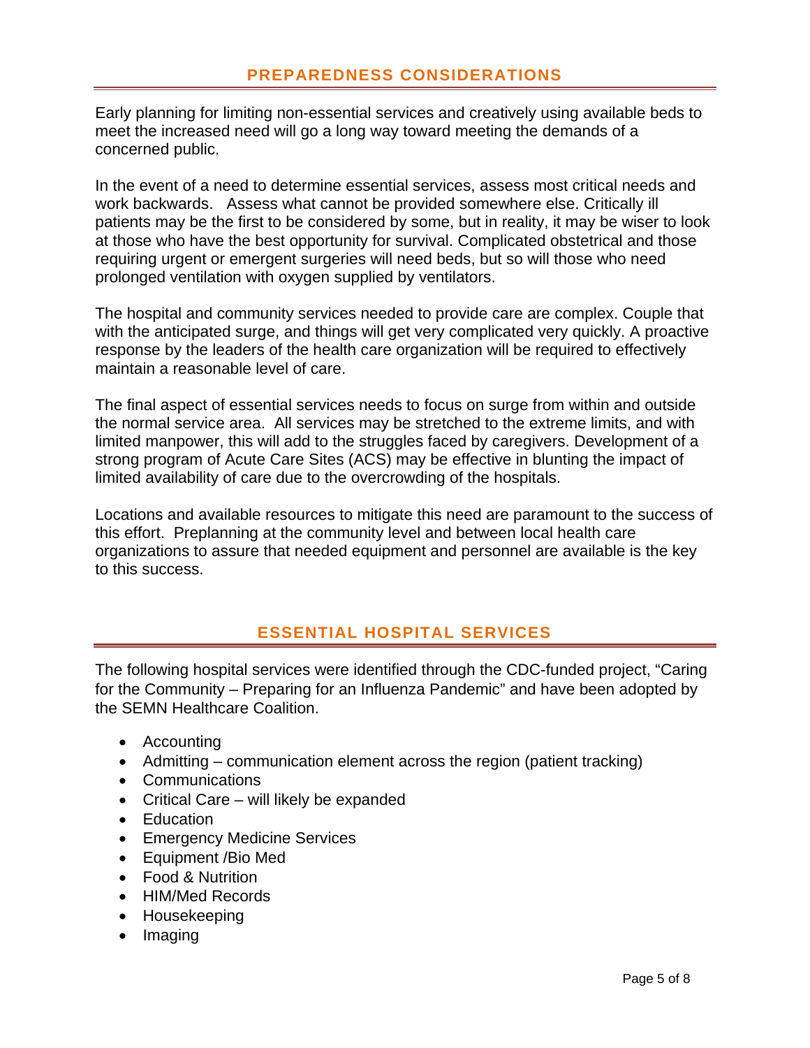## PREPAREDNESS CONSIDERATIONS

Early planning for limiting non-essential services and creatively using available beds to meet the increased need will go a long way toward meeting the demands of a concerned public.

In the event of a need to determine essential services, assess most critical needs and work backwards. Assess what cannot be provided somewhere else. Critically ill patients may be the first to be considered by some, but in reality, it may be wiser to look at those who have the best opportunity for survival. Complicated obstetrical and those requiring urgent or emergent surgeries will need beds, but so will those who need prolonged ventilation with oxygen supplied by ventilators.

The hospital and community services needed to provide care are complex. Couple that with the anticipated surge, and things will get very complicated very quickly. A proactive response by the leaders of the health care organization will be required to effectively maintain a reasonable level of care.

The final aspect of essential services needs to focus on surge from within and outside the normal service area. All services may be stretched to the extreme limits, and with limited manpower, this will add to the struggles faced by caregivers. Development of a strong program of Acute Care Sites (ACS) may be effective in blunting the impact of limited availability of care due to the overcrowding of the hospitals.

Locations and available resources to mitigate this need are paramount to the success of this effort. Preplanning at the community level and between local health care organizations to assure that needed equipment and personnel are available is the key to this success.

## ESSENTIAL HOSPITAL SERVICES

The following hospital services were identified through the CDC-funded project, "Caring for the Community – Preparing for an Influenza Pandemic" and have been adopted by the SEMN Healthcare Coalition.

- Accounting
- Admitting – communication element across the region (patient tracking)
- Communications
- Critical Care – will likely be expanded
- Education
- Emergency Medicine Services
- Equipment /Bio Med
- Food & Nutrition
- HIM/Med Records
- Housekeeping
- Imaging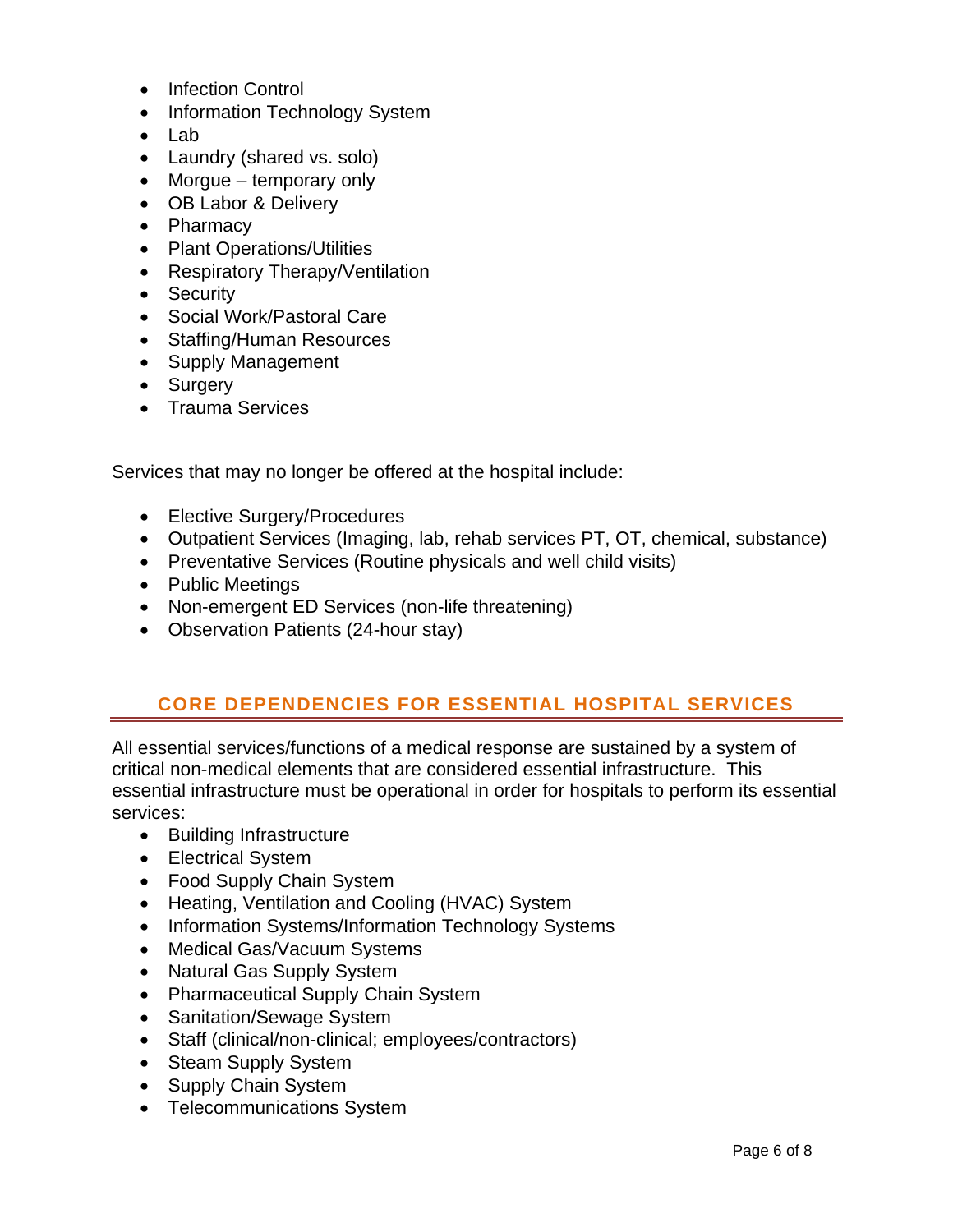- Infection Control
- Information Technology System
- Lab
- Laundry (shared vs. solo)
- Morgue – temporary only
- OB Labor & Delivery
- Pharmacy
- Plant Operations/Utilities
- Respiratory Therapy/Ventilation
- Security
- Social Work/Pastoral Care
- Staffing/Human Resources
- Supply Management
- Surgery
- Trauma Services

Services that may no longer be offered at the hospital include:

- Elective Surgery/Procedures
- Outpatient Services (Imaging, lab, rehab services PT, OT, chemical, substance)
- Preventative Services (Routine physicals and well child visits)
- Public Meetings
- Non-emergent ED Services (non-life threatening)
- Observation Patients (24-hour stay)

## CORE DEPENDENCIES FOR ESSENTIAL HOSPITAL SERVICES

All essential services/functions of a medical response are sustained by a system of critical non-medical elements that are considered essential infrastructure. This essential infrastructure must be operational in order for hospitals to perform its essential services:

- Building Infrastructure
- Electrical System
- Food Supply Chain System
- Heating, Ventilation and Cooling (HVAC) System
- Information Systems/Information Technology Systems
- Medical Gas/Vacuum Systems
- Natural Gas Supply System
- Pharmaceutical Supply Chain System
- Sanitation/Sewage System
- Staff (clinical/non-clinical; employees/contractors)
- Steam Supply System
- Supply Chain System
- Telecommunications System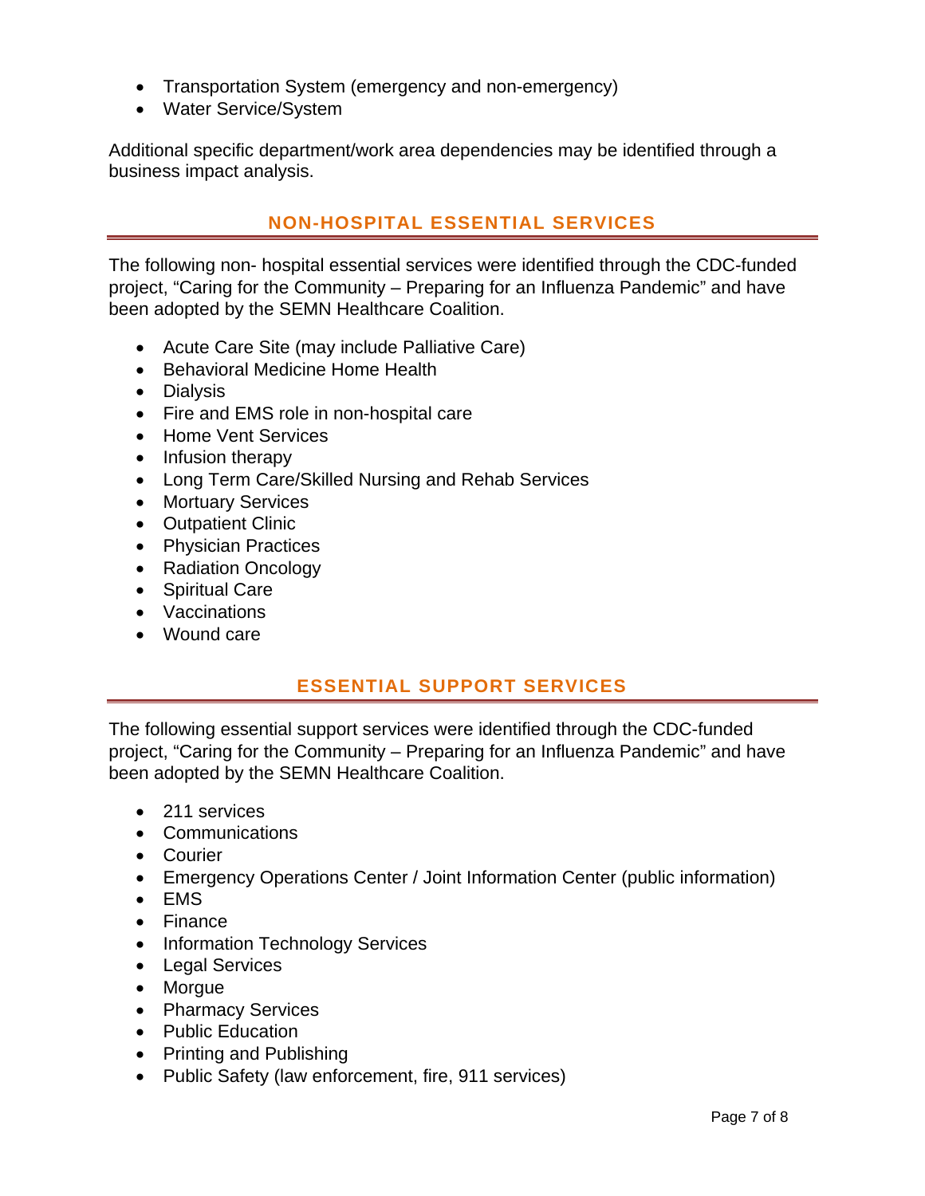- Transportation System (emergency and non-emergency)
- Water Service/System

Additional specific department/work area dependencies may be identified through a business impact analysis.

## NON-HOSPITAL ESSENTIAL SERVICES

The following non- hospital essential services were identified through the CDC-funded project, “Caring for the Community – Preparing for an Influenza Pandemic” and have been adopted by the SEMN Healthcare Coalition.

- Acute Care Site (may include Palliative Care)
- Behavioral Medicine Home Health
- Dialysis
- Fire and EMS role in non-hospital care
- Home Vent Services
- Infusion therapy
- Long Term Care/Skilled Nursing and Rehab Services
- Mortuary Services
- Outpatient Clinic
- Physician Practices
- Radiation Oncology
- Spiritual Care
- Vaccinations
- Wound care

## ESSENTIAL SUPPORT SERVICES

The following essential support services were identified through the CDC-funded project, “Caring for the Community – Preparing for an Influenza Pandemic” and have been adopted by the SEMN Healthcare Coalition.

- 211 services
- Communications
- Courier
- Emergency Operations Center / Joint Information Center (public information)
- EMS
- Finance
- Information Technology Services
- Legal Services
- Morgue
- Pharmacy Services
- Public Education
- Printing and Publishing
- Public Safety (law enforcement, fire, 911 services)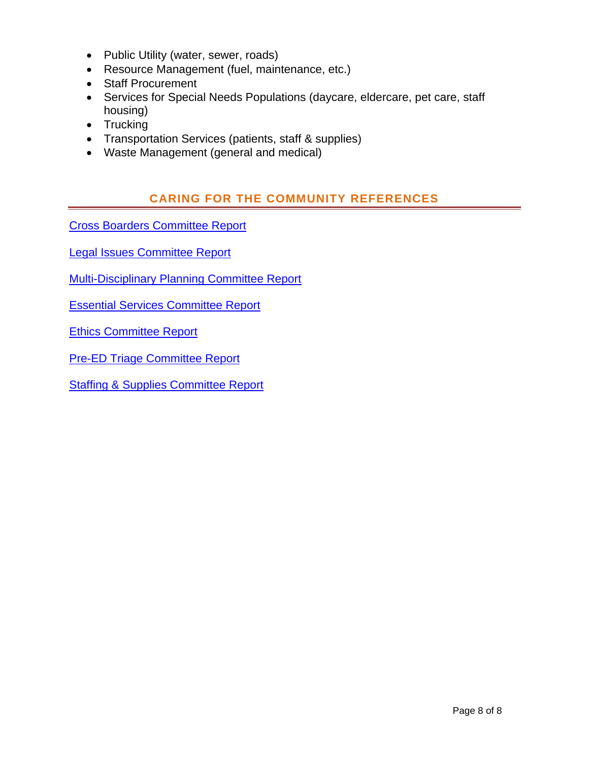- Public Utility (water, sewer, roads)
- Resource Management (fuel, maintenance, etc.)
- Staff Procurement
- Services for Special Needs Populations (daycare, eldercare, pet care, staff housing)
- Trucking
- Transportation Services (patients, staff & supplies)
- Waste Management (general and medical)

## CARING FOR THE COMMUNITY REFERENCES

Cross Boarders Committee Report

Legal Issues Committee Report

Multi-Disciplinary Planning Committee Report

Essential Services Committee Report

Ethics Committee Report

Pre-ED Triage Committee Report

Staffing & Supplies Committee Report